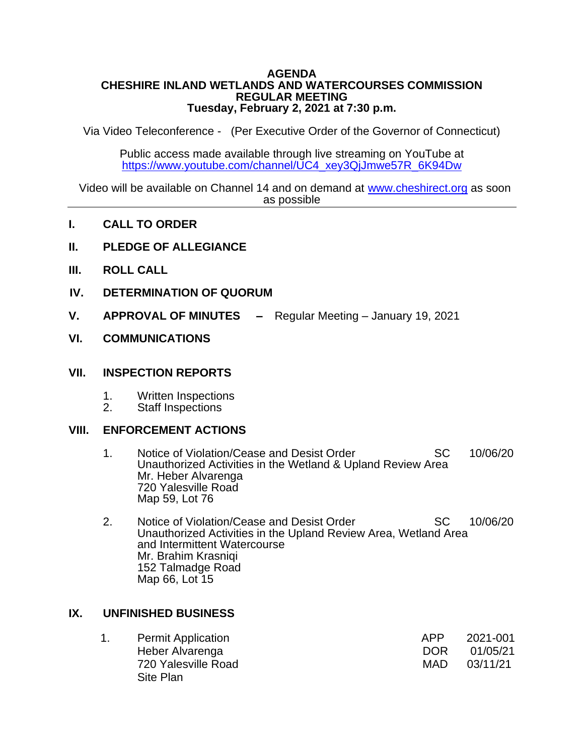**AGENDA**
**CHESHIRE INLAND WETLANDS AND WATERCOURSES COMMISSION**
**REGULAR MEETING**
**Tuesday, February 2, 2021 at 7:30 p.m.**

Via Video Teleconference - (Per Executive Order of the Governor of Connecticut)

Public access made available through live streaming on YouTube at
https://www.youtube.com/channel/UC4_xey3QjJmwe57R_6K94Dw

Video will be available on Channel 14 and on demand at www.cheshirect.org as soon as possible

---

**I. CALL TO ORDER**

**II. PLEDGE OF ALLEGIANCE**

**III. ROLL CALL**

**IV. DETERMINATION OF QUORUM**

**V. APPROVAL OF MINUTES –** Regular Meeting – January 19, 2021

**VI. COMMUNICATIONS**

**VII. INSPECTION REPORTS**

1. Written Inspections
2. Staff Inspections

**VIII. ENFORCEMENT ACTIONS**

1. Notice of Violation/Cease and Desist Order — SC 10/06/20
   Unauthorized Activities in the Wetland & Upland Review Area
   Mr. Heber Alvarenga
   720 Yalesville Road
   Map 59, Lot 76

2. Notice of Violation/Cease and Desist Order — SC 10/06/20
   Unauthorized Activities in the Upland Review Area, Wetland Area and Intermittent Watercourse
   Mr. Brahim Krasniqi
   152 Talmadge Road
   Map 66, Lot 15

**IX. UNFINISHED BUSINESS**

1. Permit Application — APP 2021-001
   Heber Alvarenga — DOR 01/05/21
   720 Yalesville Road — MAD 03/11/21
   Site Plan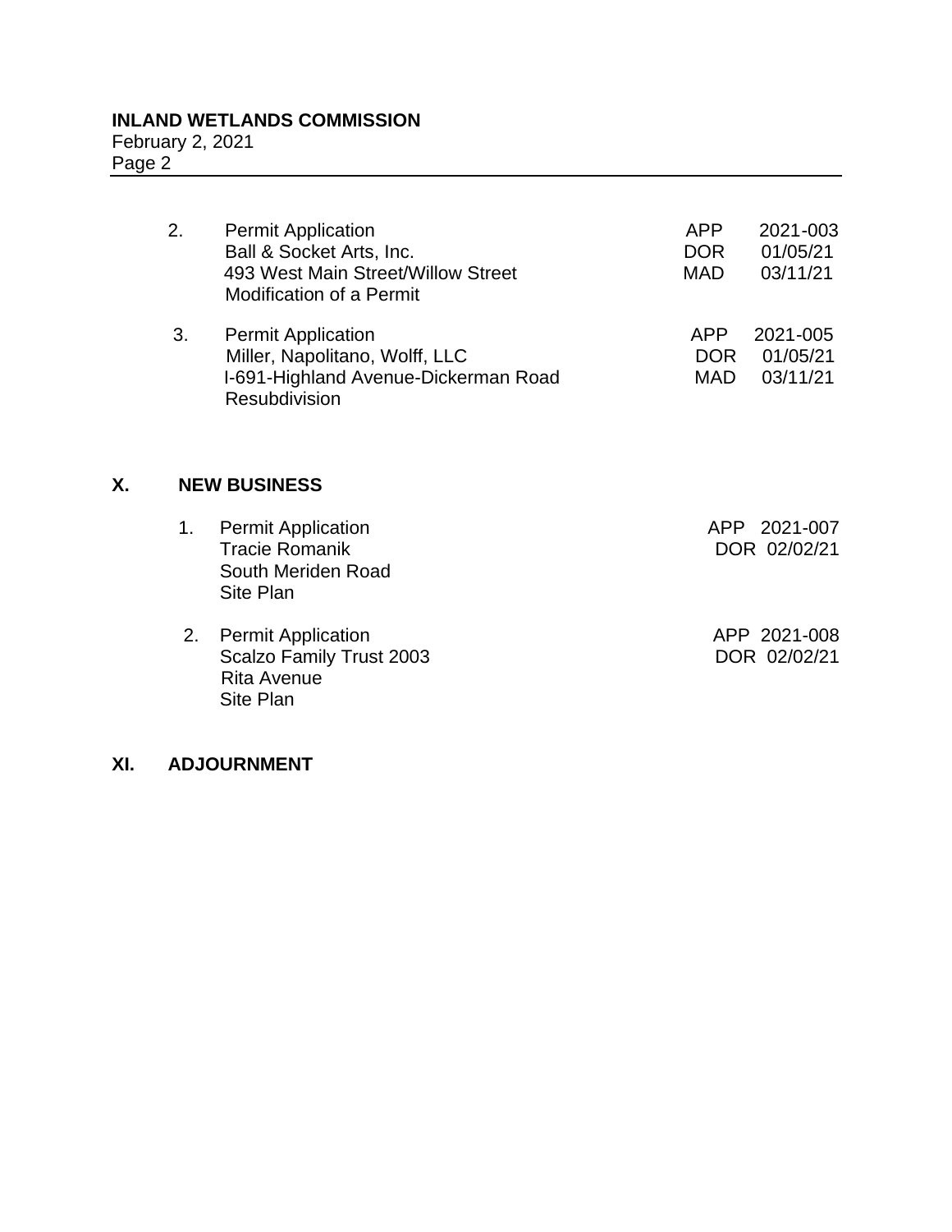2. Permit Application — APP 2021-003
   Ball & Socket Arts, Inc. — DOR 01/05/21
   493 West Main Street/Willow Street — MAD 03/11/21
   Modification of a Permit

3. Permit Application — APP 2021-005
   Miller, Napolitano, Wolff, LLC — DOR 01/05/21
   I-691-Highland Avenue-Dickerman Road — MAD 03/11/21
   Resubdivision

## X. NEW BUSINESS

1. Permit Application — APP 2021-007
   Tracie Romanik — DOR 02/02/21
   South Meriden Road
   Site Plan

2. Permit Application — APP 2021-008
   Scalzo Family Trust 2003 — DOR 02/02/21
   Rita Avenue
   Site Plan

## XI. ADJOURNMENT